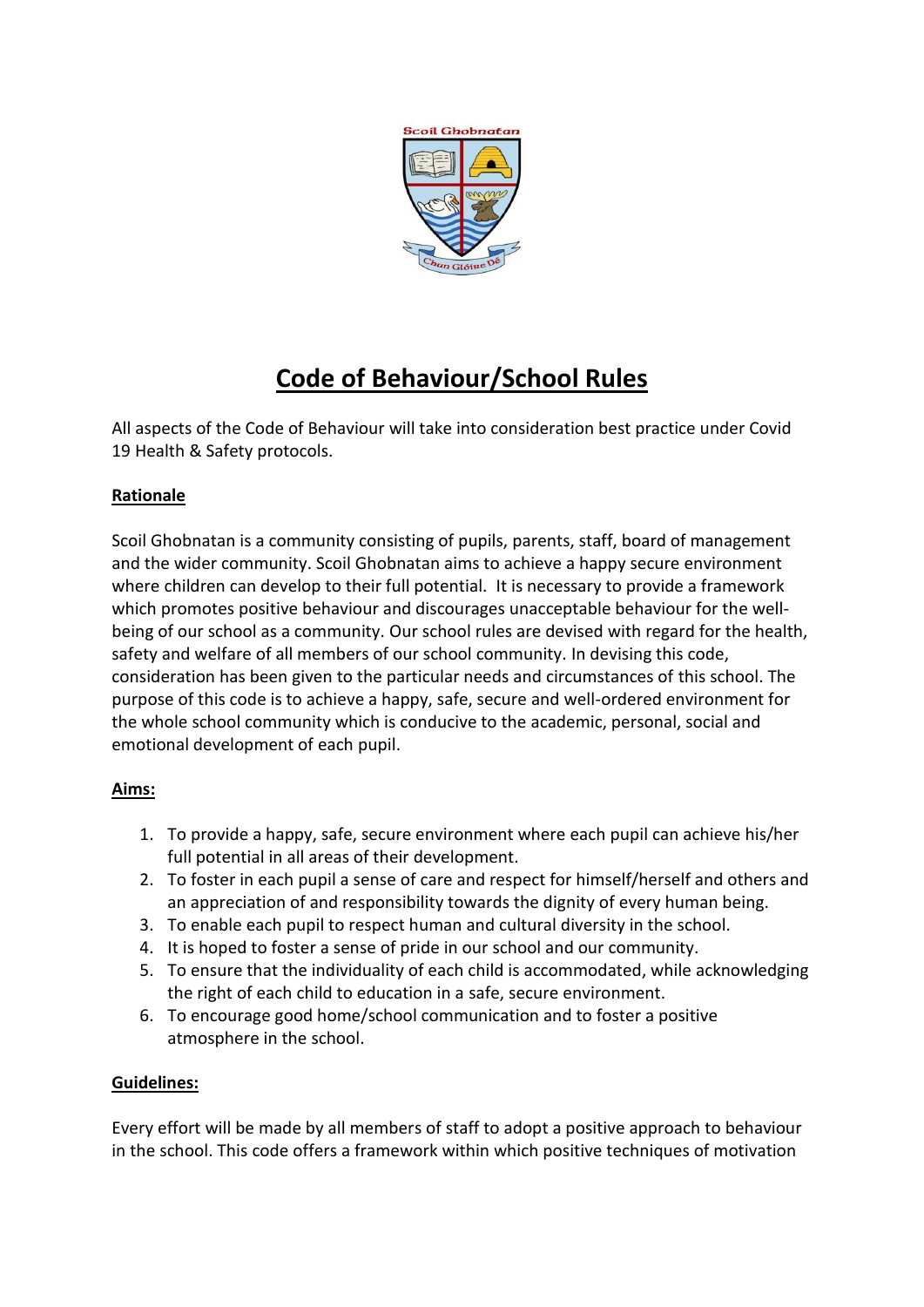# Code of Behaviour/School Rules

All aspects of the Code of Behaviour will take into consideration best practice under Covid 19 Health & Safety protocols.

## Rationale

Scoil Ghobnatan is a community consisting of pupils, parents, staff, board of management and the wider community. Scoil Ghobnatan aims to achieve a happy secure environment where children can develop to their full potential. It is necessary to provide a framework which promotes positive behaviour and discourages unacceptable behaviour for the well-being of our school as a community. Our school rules are devised with regard for the health, safety and welfare of all members of our school community. In devising this code, consideration has been given to the particular needs and circumstances of this school. The purpose of this code is to achieve a happy, safe, secure and well-ordered environment for the whole school community which is conducive to the academic, personal, social and emotional development of each pupil.

## Aims:

1. To provide a happy, safe, secure environment where each pupil can achieve his/her full potential in all areas of their development.
2. To foster in each pupil a sense of care and respect for himself/herself and others and an appreciation of and responsibility towards the dignity of every human being.
3. To enable each pupil to respect human and cultural diversity in the school.
4. It is hoped to foster a sense of pride in our school and our community.
5. To ensure that the individuality of each child is accommodated, while acknowledging the right of each child to education in a safe, secure environment.
6. To encourage good home/school communication and to foster a positive atmosphere in the school.

## Guidelines:

Every effort will be made by all members of staff to adopt a positive approach to behaviour in the school. This code offers a framework within which positive techniques of motivation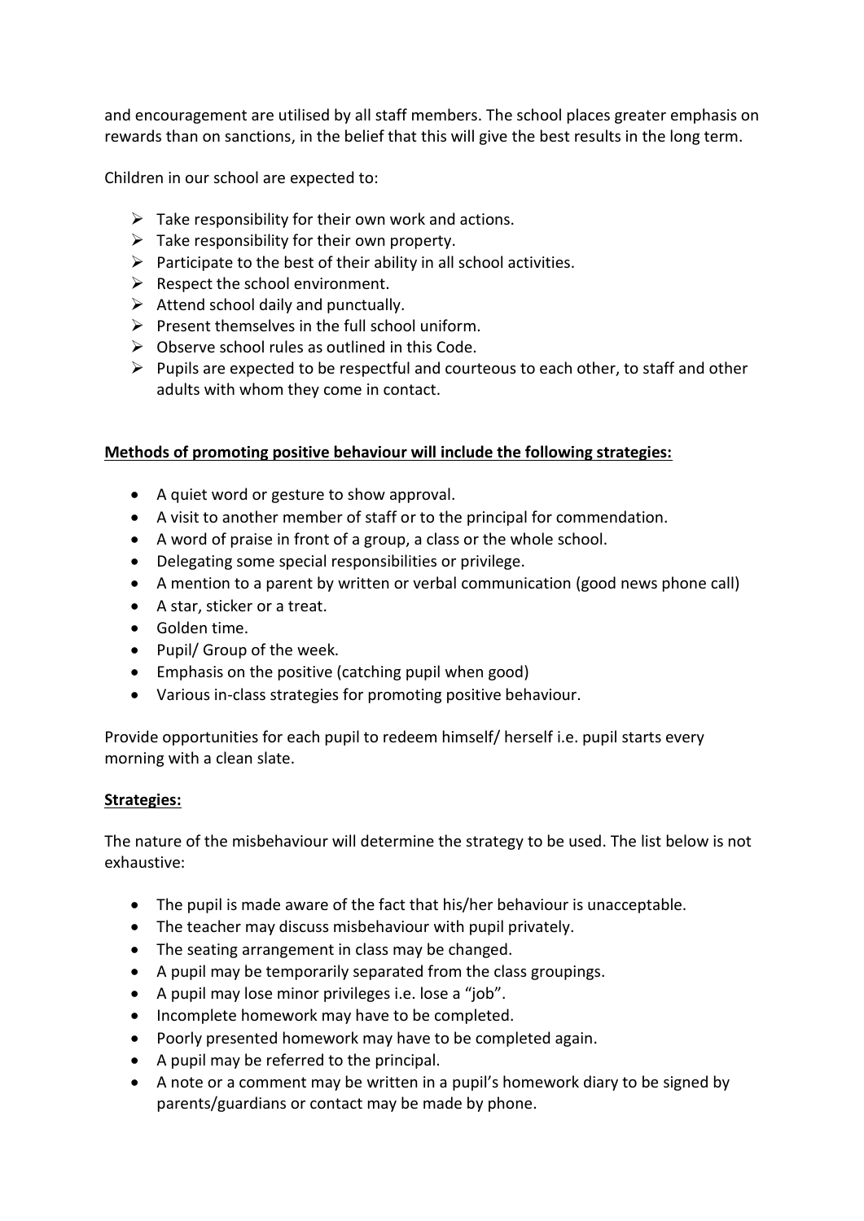and encouragement are utilised by all staff members. The school places greater emphasis on rewards than on sanctions, in the belief that this will give the best results in the long term.

Children in our school are expected to:

- Take responsibility for their own work and actions.
- Take responsibility for their own property.
- Participate to the best of their ability in all school activities.
- Respect the school environment.
- Attend school daily and punctually.
- Present themselves in the full school uniform.
- Observe school rules as outlined in this Code.
- Pupils are expected to be respectful and courteous to each other, to staff and other adults with whom they come in contact.

**Methods of promoting positive behaviour will include the following strategies:**

- A quiet word or gesture to show approval.
- A visit to another member of staff or to the principal for commendation.
- A word of praise in front of a group, a class or the whole school.
- Delegating some special responsibilities or privilege.
- A mention to a parent by written or verbal communication (good news phone call)
- A star, sticker or a treat.
- Golden time.
- Pupil/ Group of the week.
- Emphasis on the positive (catching pupil when good)
- Various in-class strategies for promoting positive behaviour.

Provide opportunities for each pupil to redeem himself/ herself i.e. pupil starts every morning with a clean slate.

**Strategies:**

The nature of the misbehaviour will determine the strategy to be used. The list below is not exhaustive:

- The pupil is made aware of the fact that his/her behaviour is unacceptable.
- The teacher may discuss misbehaviour with pupil privately.
- The seating arrangement in class may be changed.
- A pupil may be temporarily separated from the class groupings.
- A pupil may lose minor privileges i.e. lose a "job".
- Incomplete homework may have to be completed.
- Poorly presented homework may have to be completed again.
- A pupil may be referred to the principal.
- A note or a comment may be written in a pupil's homework diary to be signed by parents/guardians or contact may be made by phone.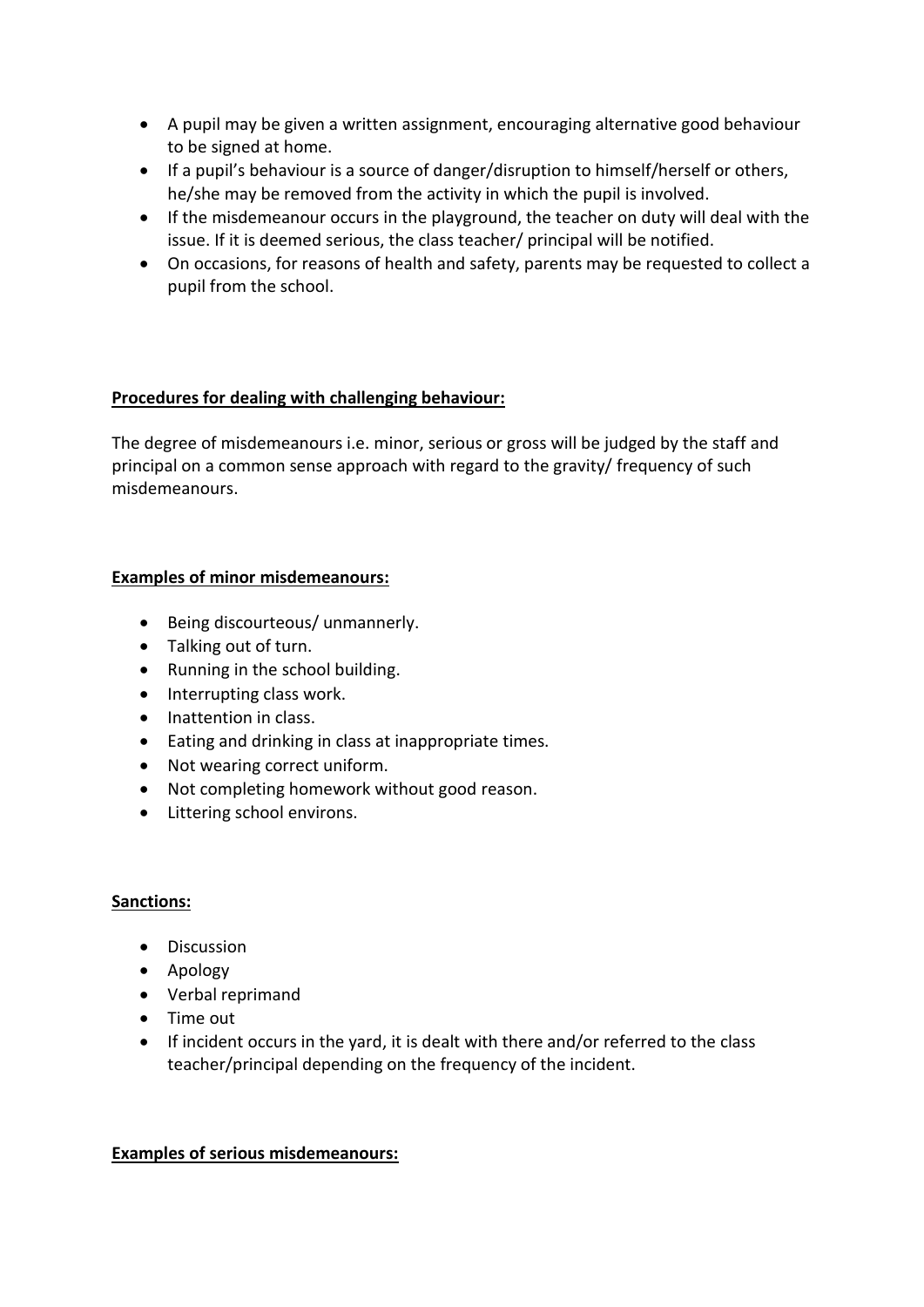- A pupil may be given a written assignment, encouraging alternative good behaviour to be signed at home.
- If a pupil's behaviour is a source of danger/disruption to himself/herself or others, he/she may be removed from the activity in which the pupil is involved.
- If the misdemeanour occurs in the playground, the teacher on duty will deal with the issue. If it is deemed serious, the class teacher/ principal will be notified.
- On occasions, for reasons of health and safety, parents may be requested to collect a pupil from the school.

**<u>Procedures for dealing with challenging behaviour:</u>**

The degree of misdemeanours i.e. minor, serious or gross will be judged by the staff and principal on a common sense approach with regard to the gravity/ frequency of such misdemeanours.

**<u>Examples of minor misdemeanours:</u>**

- Being discourteous/ unmannerly.
- Talking out of turn.
- Running in the school building.
- Interrupting class work.
- Inattention in class.
- Eating and drinking in class at inappropriate times.
- Not wearing correct uniform.
- Not completing homework without good reason.
- Littering school environs.

**<u>Sanctions:</u>**

- Discussion
- Apology
- Verbal reprimand
- Time out
- If incident occurs in the yard, it is dealt with there and/or referred to the class teacher/principal depending on the frequency of the incident.

**<u>Examples of serious misdemeanours:</u>**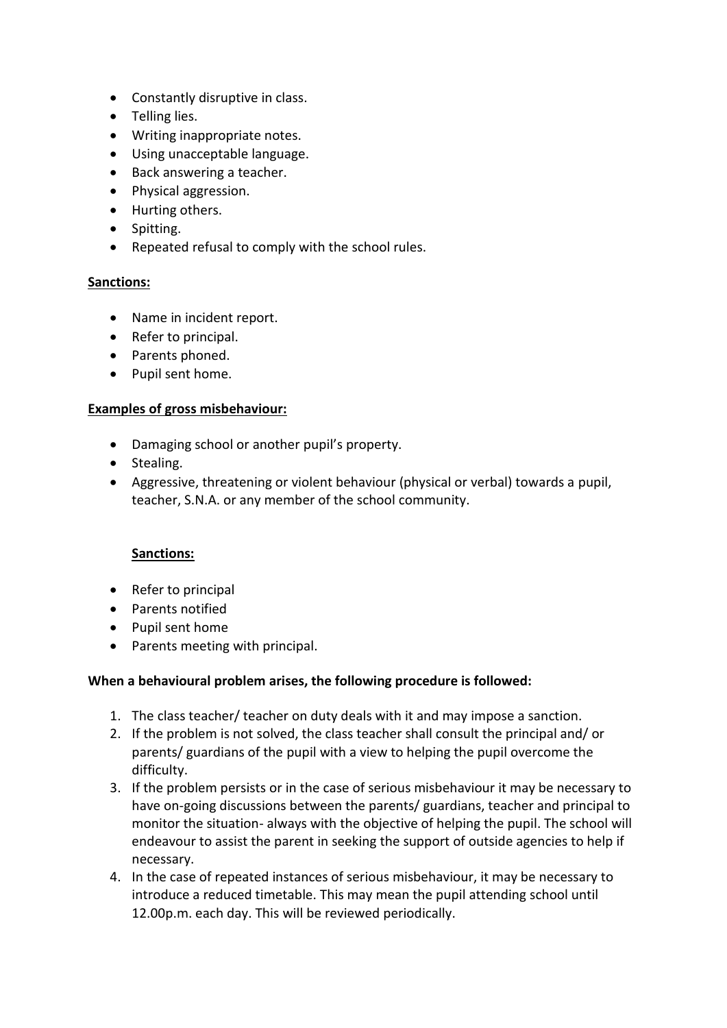- Constantly disruptive in class.
- Telling lies.
- Writing inappropriate notes.
- Using unacceptable language.
- Back answering a teacher.
- Physical aggression.
- Hurting others.
- Spitting.
- Repeated refusal to comply with the school rules.

**Sanctions:**

- Name in incident report.
- Refer to principal.
- Parents phoned.
- Pupil sent home.

**Examples of gross misbehaviour:**

- Damaging school or another pupil's property.
- Stealing.
- Aggressive, threatening or violent behaviour (physical or verbal) towards a pupil, teacher, S.N.A. or any member of the school community.

**Sanctions:**

- Refer to principal
- Parents notified
- Pupil sent home
- Parents meeting with principal.

**When a behavioural problem arises, the following procedure is followed:**

1. The class teacher/ teacher on duty deals with it and may impose a sanction.
2. If the problem is not solved, the class teacher shall consult the principal and/ or parents/ guardians of the pupil with a view to helping the pupil overcome the difficulty.
3. If the problem persists or in the case of serious misbehaviour it may be necessary to have on-going discussions between the parents/ guardians, teacher and principal to monitor the situation- always with the objective of helping the pupil. The school will endeavour to assist the parent in seeking the support of outside agencies to help if necessary.
4. In the case of repeated instances of serious misbehaviour, it may be necessary to introduce a reduced timetable. This may mean the pupil attending school until 12.00p.m. each day. This will be reviewed periodically.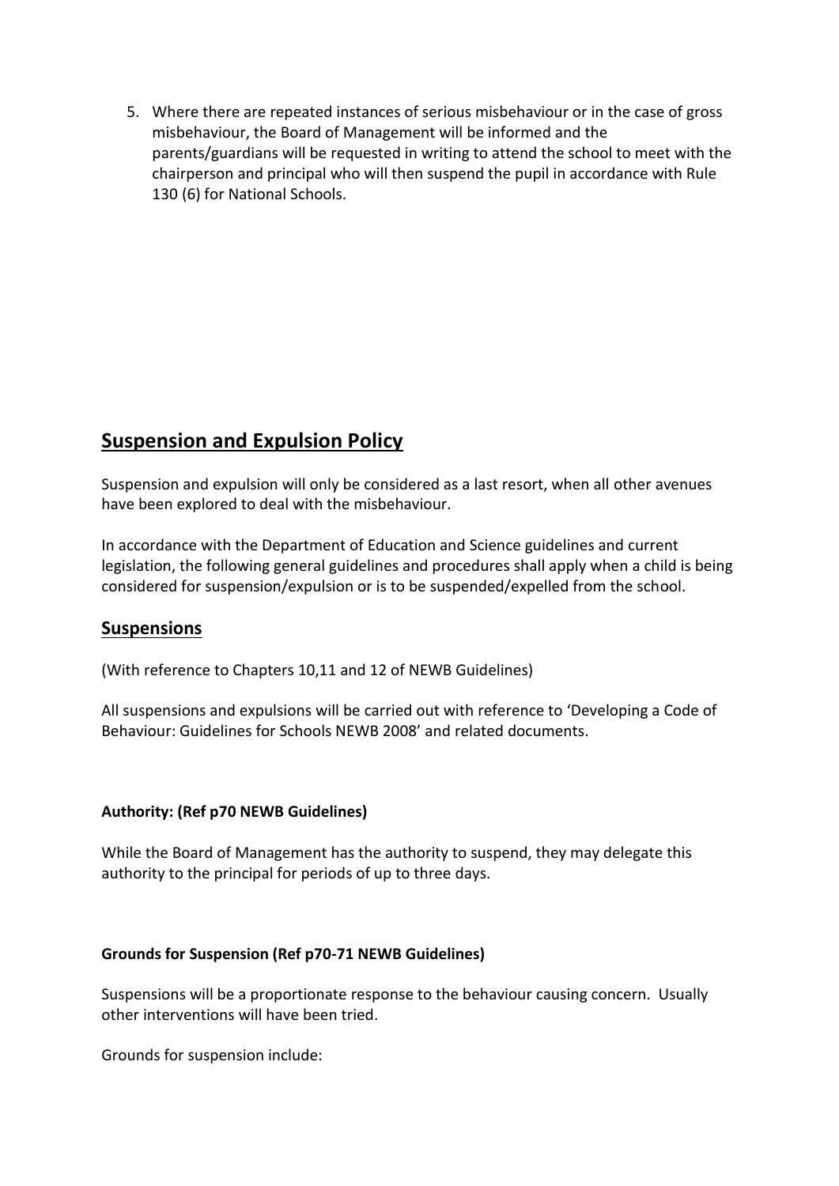5. Where there are repeated instances of serious misbehaviour or in the case of gross misbehaviour, the Board of Management will be informed and the parents/guardians will be requested in writing to attend the school to meet with the chairperson and principal who will then suspend the pupil in accordance with Rule 130 (6) for National Schools.

## Suspension and Expulsion Policy

Suspension and expulsion will only be considered as a last resort, when all other avenues have been explored to deal with the misbehaviour.

In accordance with the Department of Education and Science guidelines and current legislation, the following general guidelines and procedures shall apply when a child is being considered for suspension/expulsion or is to be suspended/expelled from the school.

## Suspensions

(With reference to Chapters 10,11 and 12 of NEWB Guidelines)

All suspensions and expulsions will be carried out with reference to 'Developing a Code of Behaviour: Guidelines for Schools NEWB 2008' and related documents.

**Authority: (Ref p70 NEWB Guidelines)**

While the Board of Management has the authority to suspend, they may delegate this authority to the principal for periods of up to three days.

**Grounds for Suspension (Ref p70-71 NEWB Guidelines)**

Suspensions will be a proportionate response to the behaviour causing concern. Usually other interventions will have been tried.

Grounds for suspension include: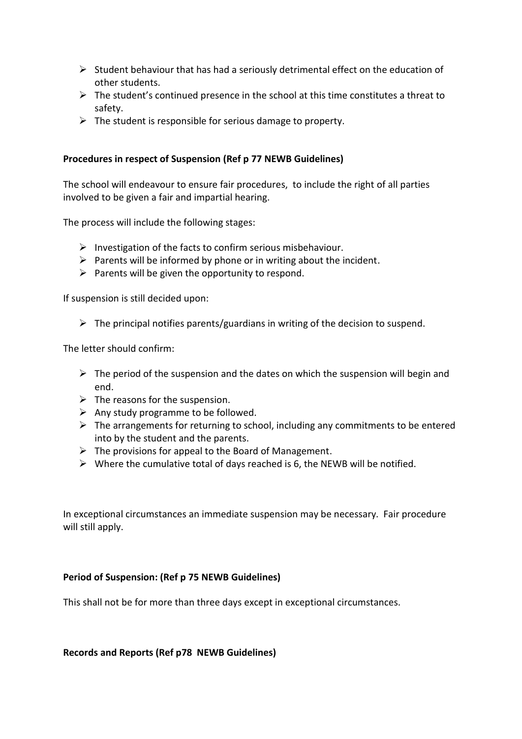- Student behaviour that has had a seriously detrimental effect on the education of other students.
- The student's continued presence in the school at this time constitutes a threat to safety.
- The student is responsible for serious damage to property.

**Procedures in respect of Suspension (Ref p 77 NEWB Guidelines)**

The school will endeavour to ensure fair procedures, to include the right of all parties involved to be given a fair and impartial hearing.

The process will include the following stages:

- Investigation of the facts to confirm serious misbehaviour.
- Parents will be informed by phone or in writing about the incident.
- Parents will be given the opportunity to respond.

If suspension is still decided upon:

- The principal notifies parents/guardians in writing of the decision to suspend.

The letter should confirm:

- The period of the suspension and the dates on which the suspension will begin and end.
- The reasons for the suspension.
- Any study programme to be followed.
- The arrangements for returning to school, including any commitments to be entered into by the student and the parents.
- The provisions for appeal to the Board of Management.
- Where the cumulative total of days reached is 6, the NEWB will be notified.

In exceptional circumstances an immediate suspension may be necessary. Fair procedure will still apply.

**Period of Suspension: (Ref p 75 NEWB Guidelines)**

This shall not be for more than three days except in exceptional circumstances.

**Records and Reports (Ref p78 NEWB Guidelines)**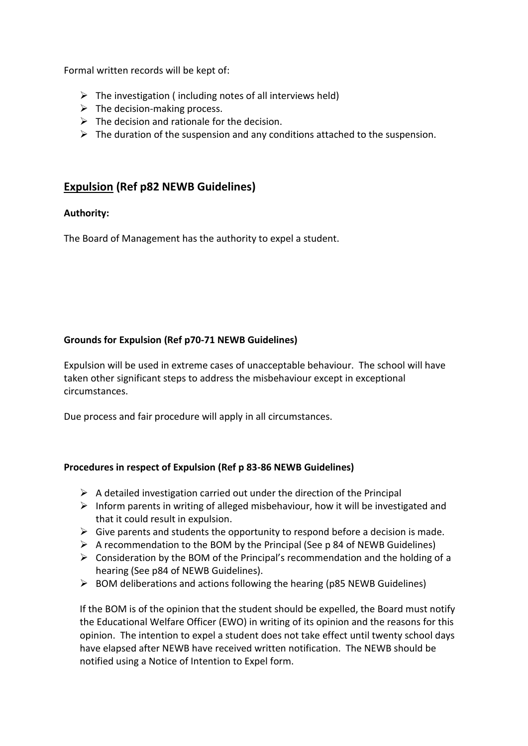Formal written records will be kept of:

- The investigation ( including notes of all interviews held)
- The decision-making process.
- The decision and rationale for the decision.
- The duration of the suspension and any conditions attached to the suspension.

## <u>Expulsion</u> (Ref p82 NEWB Guidelines)

**Authority:**

The Board of Management has the authority to expel a student.

**Grounds for Expulsion (Ref p70-71 NEWB Guidelines)**

Expulsion will be used in extreme cases of unacceptable behaviour. The school will have taken other significant steps to address the misbehaviour except in exceptional circumstances.

Due process and fair procedure will apply in all circumstances.

**Procedures in respect of Expulsion (Ref p 83-86 NEWB Guidelines)**

- A detailed investigation carried out under the direction of the Principal
- Inform parents in writing of alleged misbehaviour, how it will be investigated and that it could result in expulsion.
- Give parents and students the opportunity to respond before a decision is made.
- A recommendation to the BOM by the Principal (See p 84 of NEWB Guidelines)
- Consideration by the BOM of the Principal's recommendation and the holding of a hearing (See p84 of NEWB Guidelines).
- BOM deliberations and actions following the hearing (p85 NEWB Guidelines)

If the BOM is of the opinion that the student should be expelled, the Board must notify the Educational Welfare Officer (EWO) in writing of its opinion and the reasons for this opinion. The intention to expel a student does not take effect until twenty school days have elapsed after NEWB have received written notification. The NEWB should be notified using a Notice of Intention to Expel form.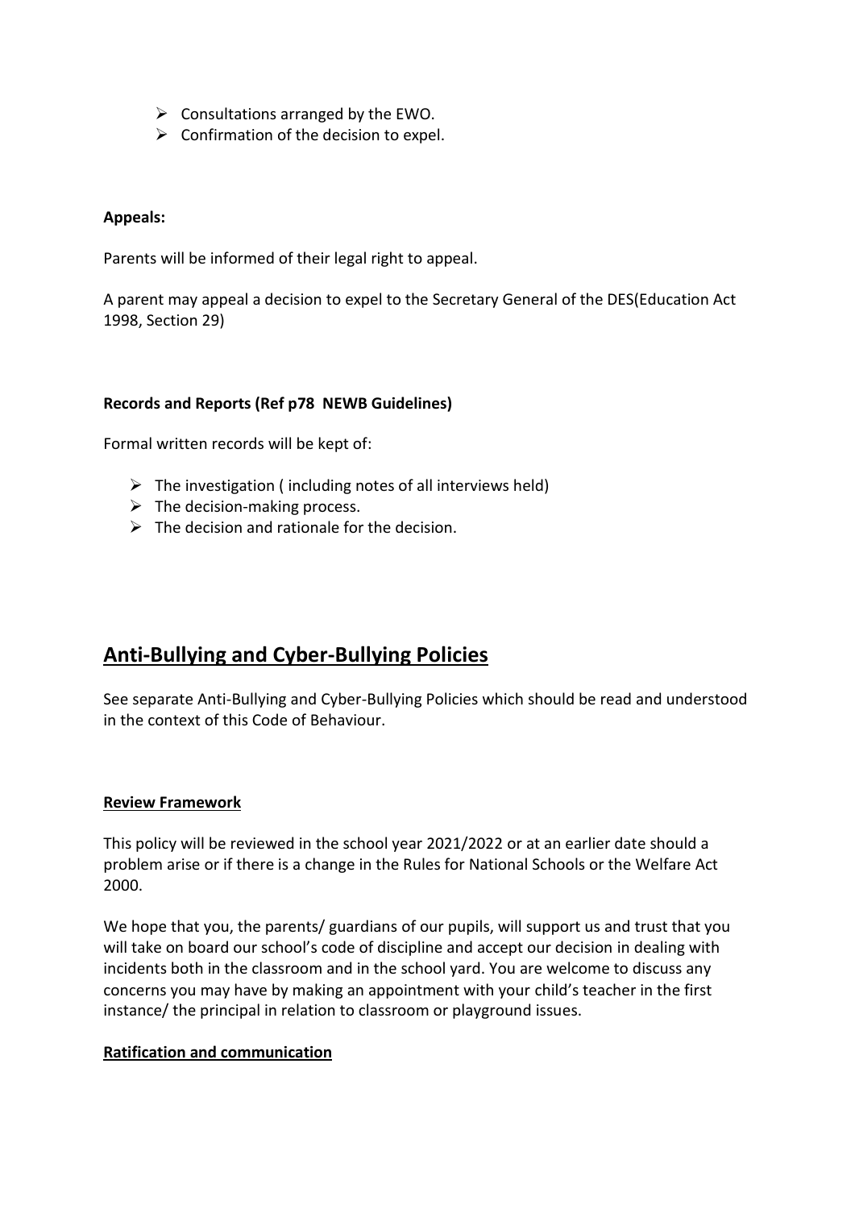- Consultations arranged by the EWO.
- Confirmation of the decision to expel.

**Appeals:**

Parents will be informed of their legal right to appeal.

A parent may appeal a decision to expel to the Secretary General of the DES(Education Act 1998, Section 29)

**Records and Reports (Ref p78 NEWB Guidelines)**

Formal written records will be kept of:

- The investigation ( including notes of all interviews held)
- The decision-making process.
- The decision and rationale for the decision.

## Anti-Bullying and Cyber-Bullying Policies

See separate Anti-Bullying and Cyber-Bullying Policies which should be read and understood in the context of this Code of Behaviour.

**Review Framework**

This policy will be reviewed in the school year 2021/2022 or at an earlier date should a problem arise or if there is a change in the Rules for National Schools or the Welfare Act 2000.

We hope that you, the parents/ guardians of our pupils, will support us and trust that you will take on board our school's code of discipline and accept our decision in dealing with incidents both in the classroom and in the school yard. You are welcome to discuss any concerns you may have by making an appointment with your child's teacher in the first instance/ the principal in relation to classroom or playground issues.

**Ratification and communication**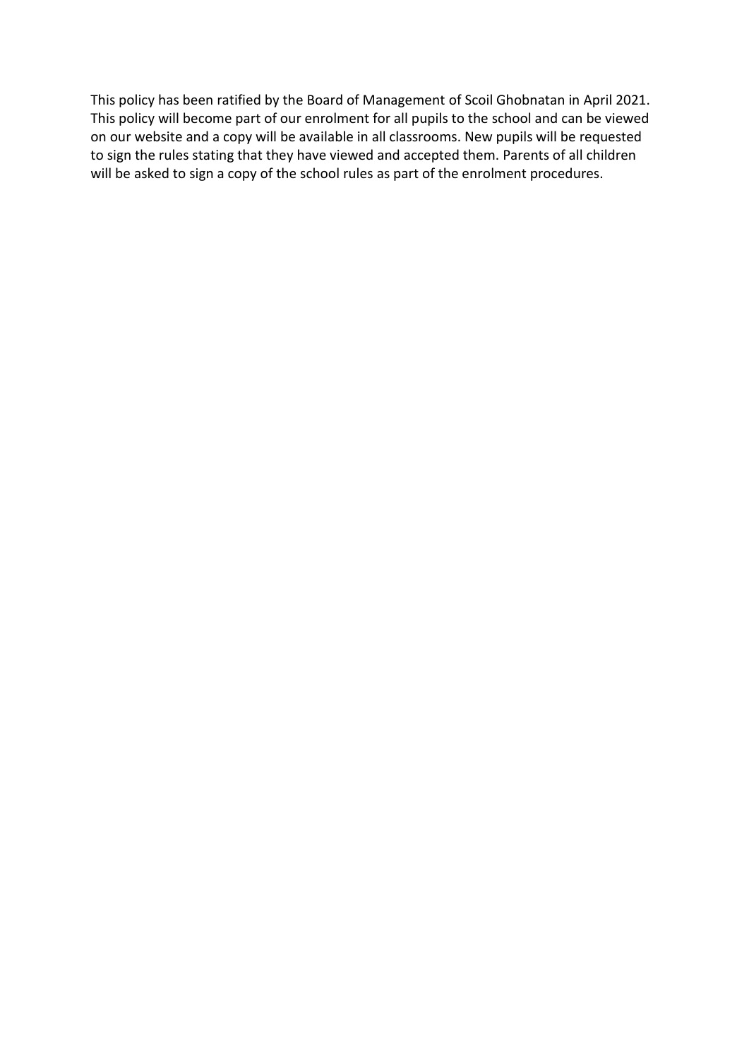This policy has been ratified by the Board of Management of Scoil Ghobnatan in April 2021. This policy will become part of our enrolment for all pupils to the school and can be viewed on our website and a copy will be available in all classrooms. New pupils will be requested to sign the rules stating that they have viewed and accepted them. Parents of all children will be asked to sign a copy of the school rules as part of the enrolment procedures.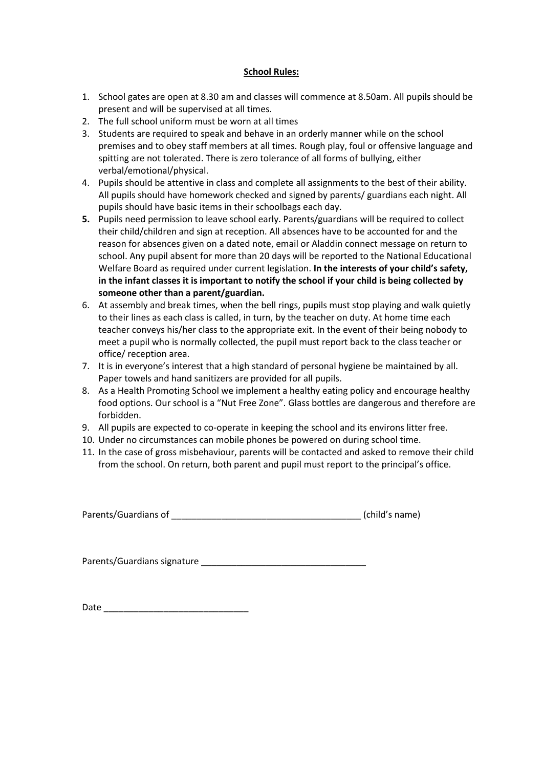**School Rules:**

1. School gates are open at 8.30 am and classes will commence at 8.50am. All pupils should be present and will be supervised at all times.
2. The full school uniform must be worn at all times
3. Students are required to speak and behave in an orderly manner while on the school premises and to obey staff members at all times. Rough play, foul or offensive language and spitting are not tolerated. There is zero tolerance of all forms of bullying, either verbal/emotional/physical.
4. Pupils should be attentive in class and complete all assignments to the best of their ability. All pupils should have homework checked and signed by parents/ guardians each night. All pupils should have basic items in their schoolbags each day.
5. Pupils need permission to leave school early. Parents/guardians will be required to collect their child/children and sign at reception. All absences have to be accounted for and the reason for absences given on a dated note, email or Aladdin connect message on return to school. Any pupil absent for more than 20 days will be reported to the National Educational Welfare Board as required under current legislation. **In the interests of your child's safety, in the infant classes it is important to notify the school if your child is being collected by someone other than a parent/guardian.**
6. At assembly and break times, when the bell rings, pupils must stop playing and walk quietly to their lines as each class is called, in turn, by the teacher on duty. At home time each teacher conveys his/her class to the appropriate exit. In the event of their being nobody to meet a pupil who is normally collected, the pupil must report back to the class teacher or office/ reception area.
7. It is in everyone's interest that a high standard of personal hygiene be maintained by all. Paper towels and hand sanitizers are provided for all pupils.
8. As a Health Promoting School we implement a healthy eating policy and encourage healthy food options. Our school is a "Nut Free Zone". Glass bottles are dangerous and therefore are forbidden.
9. All pupils are expected to co-operate in keeping the school and its environs litter free.
10. Under no circumstances can mobile phones be powered on during school time.
11. In the case of gross misbehaviour, parents will be contacted and asked to remove their child from the school. On return, both parent and pupil must report to the principal's office.

Parents/Guardians of _____________________________________ (child's name)

Parents/Guardians signature _________________________________

Date _____________________________